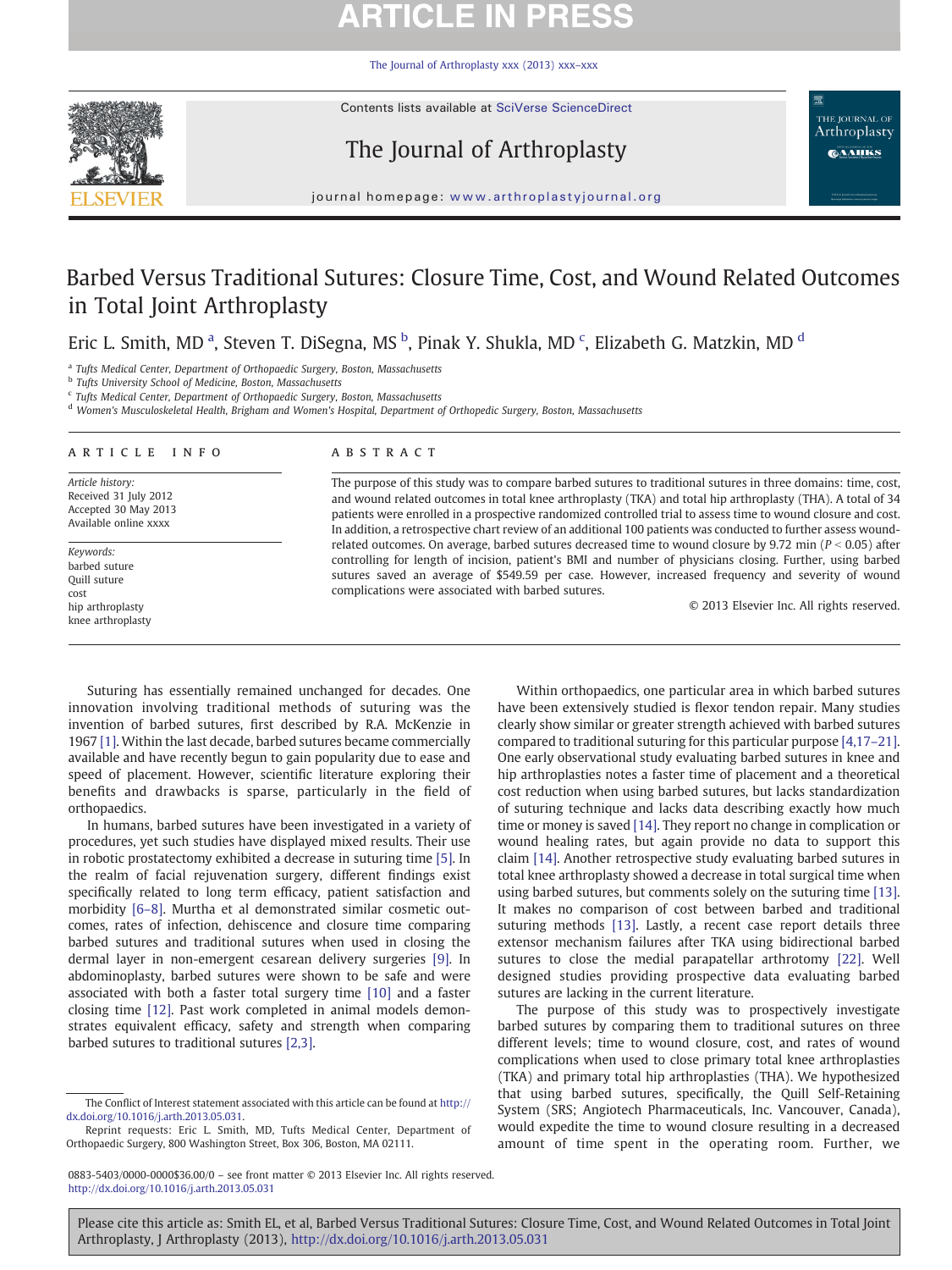# Barbed Versus Traditional Sutures: Closure Time, Cost, and Wound Related Outcomes in Total Joint Arthroplasty

Eric L. Smith, MD [a], Steven T. DiSegna, MS [b], Pinak Y. Shukla, MD [c], Elizabeth G. Matzkin, MD [d]

[a] Tufts Medical Center, Department of Orthopaedic Surgery, Boston, Massachusetts
[b] Tufts University School of Medicine, Boston, Massachusetts
[c] Tufts Medical Center, Department of Orthopaedic Surgery, Boston, Massachusetts
[d] Women's Musculoskeletal Health, Brigham and Women's Hospital, Department of Orthopedic Surgery, Boston, Massachusetts

## ARTICLE INFO

*Article history:*
Received 31 July 2012
Accepted 30 May 2013
Available online xxxx

*Keywords:*
barbed suture
Quill suture
cost
hip arthroplasty
knee arthroplasty

## ABSTRACT

The purpose of this study was to compare barbed sutures to traditional sutures in three domains: time, cost, and wound related outcomes in total knee arthroplasty (TKA) and total hip arthroplasty (THA). A total of 34 patients were enrolled in a prospective randomized controlled trial to assess time to wound closure and cost. In addition, a retrospective chart review of an additional 100 patients was conducted to further assess wound-related outcomes. On average, barbed sutures decreased time to wound closure by 9.72 min ($P < 0.05$) after controlling for length of incision, patient's BMI and number of physicians closing. Further, using barbed sutures saved an average of $549.59 per case. However, increased frequency and severity of wound complications were associated with barbed sutures.

© 2013 Elsevier Inc. All rights reserved.

Suturing has essentially remained unchanged for decades. One innovation involving traditional methods of suturing was the invention of barbed sutures, first described by R.A. McKenzie in 1967 [1]. Within the last decade, barbed sutures became commercially available and have recently begun to gain popularity due to ease and speed of placement. However, scientific literature exploring their benefits and drawbacks is sparse, particularly in the field of orthopaedics.

In humans, barbed sutures have been investigated in a variety of procedures, yet such studies have displayed mixed results. Their use in robotic prostatectomy exhibited a decrease in suturing time [5]. In the realm of facial rejuvenation surgery, different findings exist specifically related to long term efficacy, patient satisfaction and morbidity [6–8]. Murtha et al demonstrated similar cosmetic outcomes, rates of infection, dehiscence and closure time comparing barbed sutures and traditional sutures when used in closing the dermal layer in non-emergent cesarean delivery surgeries [9]. In abdominoplasty, barbed sutures were shown to be safe and were associated with both a faster total surgery time [10] and a faster closing time [12]. Past work completed in animal models demonstrates equivalent efficacy, safety and strength when comparing barbed sutures to traditional sutures [2,3].

Within orthopaedics, one particular area in which barbed sutures have been extensively studied is flexor tendon repair. Many studies clearly show similar or greater strength achieved with barbed sutures compared to traditional suturing for this particular purpose [4,17–21]. One early observational study evaluating barbed sutures in knee and hip arthroplasties notes a faster time of placement and a theoretical cost reduction when using barbed sutures, but lacks standardization of suturing technique and lacks data describing exactly how much time or money is saved [14]. They report no change in complication or wound healing rates, but again provide no data to support this claim [14]. Another retrospective study evaluating barbed sutures in total knee arthroplasty showed a decrease in total surgical time when using barbed sutures, but comments solely on the suturing time [13]. It makes no comparison of cost between barbed and traditional suturing methods [13]. Lastly, a recent case report details three extensor mechanism failures after TKA using bidirectional barbed sutures to close the medial parapatellar arthrotomy [22]. Well designed studies providing prospective data evaluating barbed sutures are lacking in the current literature.

The purpose of this study was to prospectively investigate barbed sutures by comparing them to traditional sutures on three different levels; time to wound closure, cost, and rates of wound complications when used to close primary total knee arthroplasties (TKA) and primary total hip arthroplasties (THA). We hypothesized that using barbed sutures, specifically, the Quill Self-Retaining System (SRS; Angiotech Pharmaceuticals, Inc. Vancouver, Canada), would expedite the time to wound closure resulting in a decreased amount of time spent in the operating room. Further, we

The Conflict of Interest statement associated with this article can be found at http://dx.doi.org/10.1016/j.arth.2013.05.031.

Reprint requests: Eric L. Smith, MD, Tufts Medical Center, Department of Orthopaedic Surgery, 800 Washington Street, Box 306, Boston, MA 02111.

0883-5403/0000-0000$36.00/0 – see front matter © 2013 Elsevier Inc. All rights reserved.
http://dx.doi.org/10.1016/j.arth.2013.05.031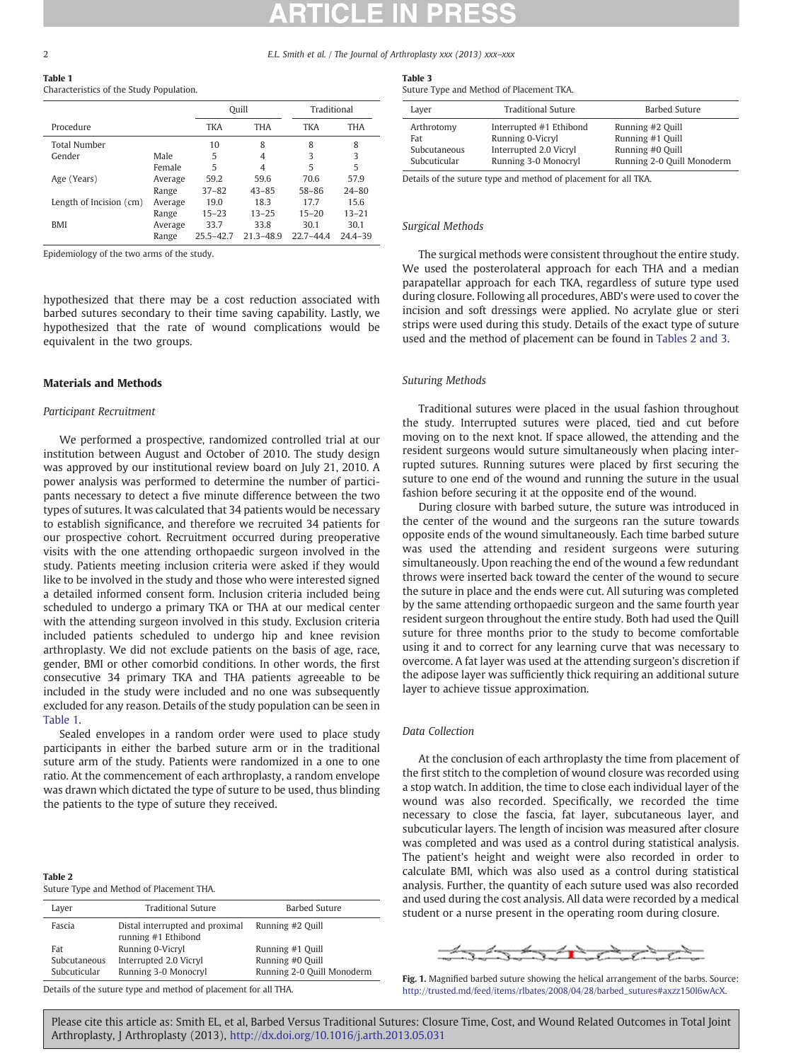**Table 1**
Characteristics of the Study Population.

| Procedure | | Quill TKA | Quill THA | Traditional TKA | Traditional THA |
|---|---|---|---|---|---|
| Total Number | | 10 | 8 | 8 | 8 |
| Gender | Male | 5 | 4 | 3 | 3 |
| | Female | 5 | 4 | 5 | 5 |
| Age (Years) | Average | 59.2 | 59.6 | 70.6 | 57.9 |
| | Range | 37–82 | 43–85 | 58–86 | 24–80 |
| Length of Incision (cm) | Average | 19.0 | 18.3 | 17.7 | 15.6 |
| | Range | 15–23 | 13–25 | 15–20 | 13–21 |
| BMI | Average | 33.7 | 33.8 | 30.1 | 30.1 |
| | Range | 25.5–42.7 | 21.3–48.9 | 22.7–44.4 | 24.4–39 |

Epidemiology of the two arms of the study.

hypothesized that there may be a cost reduction associated with barbed sutures secondary to their time saving capability. Lastly, we hypothesized that the rate of wound complications would be equivalent in the two groups.

## Materials and Methods

### Participant Recruitment

We performed a prospective, randomized controlled trial at our institution between August and October of 2010. The study design was approved by our institutional review board on July 21, 2010. A power analysis was performed to determine the number of participants necessary to detect a five minute difference between the two types of sutures. It was calculated that 34 patients would be necessary to establish significance, and therefore we recruited 34 patients for our prospective cohort. Recruitment occurred during preoperative visits with the one attending orthopaedic surgeon involved in the study. Patients meeting inclusion criteria were asked if they would like to be involved in the study and those who were interested signed a detailed informed consent form. Inclusion criteria included being scheduled to undergo a primary TKA or THA at our medical center with the attending surgeon involved in this study. Exclusion criteria included patients scheduled to undergo hip and knee revision arthroplasty. We did not exclude patients on the basis of age, race, gender, BMI or other comorbid conditions. In other words, the first consecutive 34 primary TKA and THA patients agreeable to be included in the study were included and no one was subsequently excluded for any reason. Details of the study population can be seen in Table 1.

Sealed envelopes in a random order were used to place study participants in either the barbed suture arm or in the traditional suture arm of the study. Patients were randomized in a one to one ratio. At the commencement of each arthroplasty, a random envelope was drawn which dictated the type of suture to be used, thus blinding the patients to the type of suture they received.

**Table 2**
Suture Type and Method of Placement THA.

| Layer | Traditional Suture | Barbed Suture |
|---|---|---|
| Fascia | Distal interrupted and proximal running #1 Ethibond | Running #2 Quill |
| Fat | Running 0-Vicryl | Running #1 Quill |
| Subcutaneous | Interrupted 2.0 Vicryl | Running #0 Quill |
| Subcuticular | Running 3-0 Monocryl | Running 2-0 Quill Monoderm |

Details of the suture type and method of placement for all THA.

**Table 3**
Suture Type and Method of Placement TKA.

| Layer | Traditional Suture | Barbed Suture |
|---|---|---|
| Arthrotomy | Interrupted #1 Ethibond | Running #2 Quill |
| Fat | Running 0-Vicryl | Running #1 Quill |
| Subcutaneous | Interrupted 2.0 Vicryl | Running #0 Quill |
| Subcuticular | Running 3-0 Monocryl | Running 2-0 Quill Monoderm |

Details of the suture type and method of placement for all TKA.

### Surgical Methods

The surgical methods were consistent throughout the entire study. We used the posterolateral approach for each THA and a median parapatellar approach for each TKA, regardless of suture type used during closure. Following all procedures, ABD's were used to cover the incision and soft dressings were applied. No acrylate glue or steri strips were used during this study. Details of the exact type of suture used and the method of placement can be found in Tables 2 and 3.

### Suturing Methods

Traditional sutures were placed in the usual fashion throughout the study. Interrupted sutures were placed, tied and cut before moving on to the next knot. If space allowed, the attending and the resident surgeons would suture simultaneously when placing interrupted sutures. Running sutures were placed by first securing the suture to one end of the wound and running the suture in the usual fashion before securing it at the opposite end of the wound.

During closure with barbed suture, the suture was introduced in the center of the wound and the surgeons ran the suture towards opposite ends of the wound simultaneously. Each time barbed suture was used the attending and resident surgeons were suturing simultaneously. Upon reaching the end of the wound a few redundant throws were inserted back toward the center of the wound to secure the suture in place and the ends were cut. All suturing was completed by the same attending orthopaedic surgeon and the same fourth year resident surgeon throughout the entire study. Both had used the Quill suture for three months prior to the study to become comfortable using it and to correct for any learning curve that was necessary to overcome. A fat layer was used at the attending surgeon's discretion if the adipose layer was sufficiently thick requiring an additional suture layer to achieve tissue approximation.

### Data Collection

At the conclusion of each arthroplasty the time from placement of the first stitch to the completion of wound closure was recorded using a stop watch. In addition, the time to close each individual layer of the wound was also recorded. Specifically, we recorded the time necessary to close the fascia, fat layer, subcutaneous layer, and subcuticular layers. The length of incision was measured after closure was completed and was used as a control during statistical analysis. The patient's height and weight were also recorded in order to calculate BMI, which was also used as a control during statistical analysis. Further, the quantity of each suture used was also recorded and used during the cost analysis. All data were recorded by a medical student or a nurse present in the operating room during closure.

**Fig. 1.** Magnified barbed suture showing the helical arrangement of the barbs. Source: http://trusted.md/feed/items/rlbates/2008/04/28/barbed_sutures#axzz150l6wAcX.

Please cite this article as: Smith EL, et al, Barbed Versus Traditional Sutures: Closure Time, Cost, and Wound Related Outcomes in Total Joint Arthroplasty, J Arthroplasty (2013), http://dx.doi.org/10.1016/j.arth.2013.05.031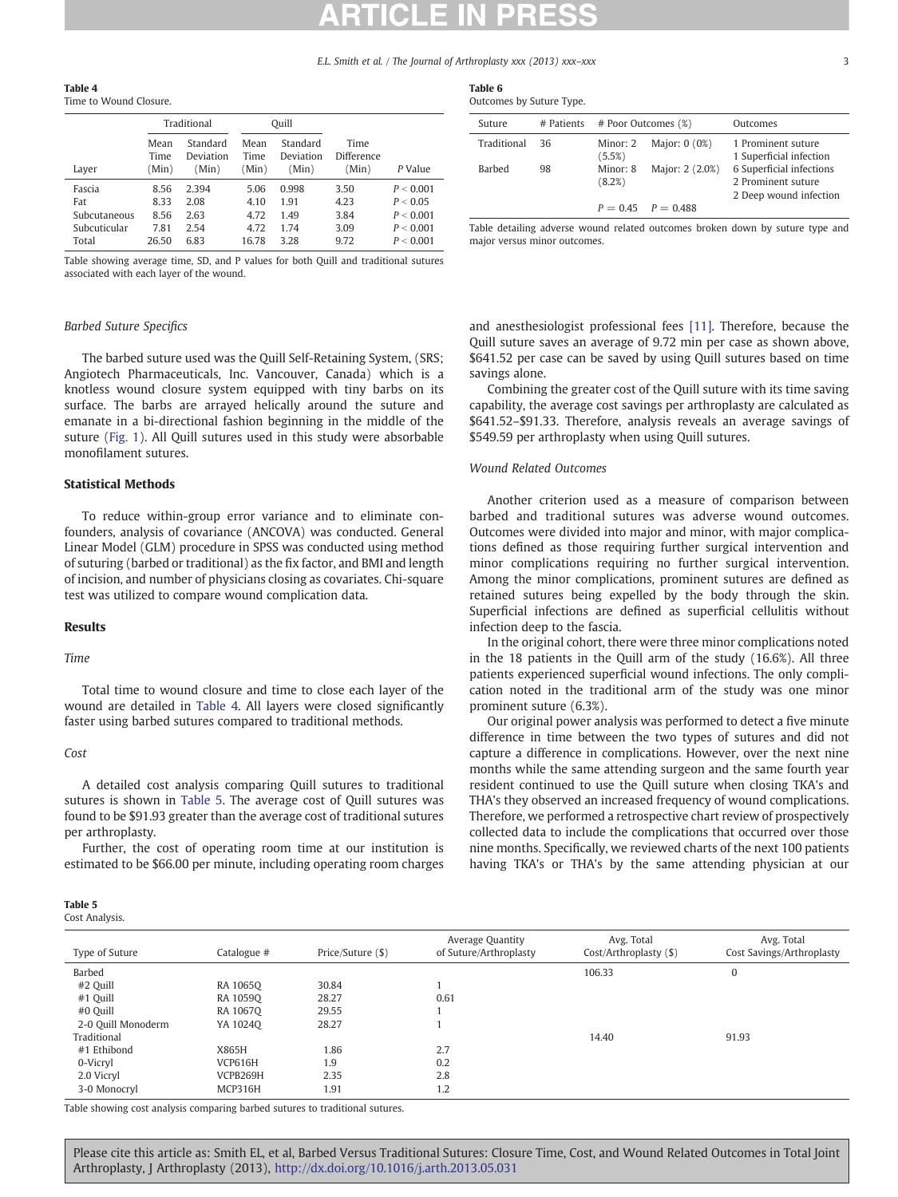**Table 4**
Time to Wound Closure.

| Layer | Traditional | | Quill | | | |
|---|---|---|---|---|---|---|
| | Mean Time (Min) | Standard Deviation (Min) | Mean Time (Min) | Standard Deviation (Min) | Time Difference (Min) | *P* Value |
| Fascia | 8.56 | 2.394 | 5.06 | 0.998 | 3.50 | $P < 0.001$ |
| Fat | 8.33 | 2.08 | 4.10 | 1.91 | 4.23 | $P < 0.05$ |
| Subcutaneous | 8.56 | 2.63 | 4.72 | 1.49 | 3.84 | $P < 0.001$ |
| Subcuticular | 7.81 | 2.54 | 4.72 | 1.74 | 3.09 | $P < 0.001$ |
| Total | 26.50 | 6.83 | 16.78 | 3.28 | 9.72 | $P < 0.001$ |

Table showing average time, SD, and P values for both Quill and traditional sutures associated with each layer of the wound.

**Table 6**
Outcomes by Suture Type.

| Suture | # Patients | # Poor Outcomes (%) | | Outcomes |
|---|---|---|---|---|
| Traditional | 36 | Minor: 2 (5.5%) | Major: 0 (0%) | 1 Prominent suture<br>1 Superficial infection |
| Barbed | 98 | Minor: 8 (8.2%) | Major: 2 (2.0%) | 6 Superficial infections<br>2 Prominent suture<br>2 Deep wound infection |
| | | $P = 0.45$ | $P = 0.488$ | |

Table detailing adverse wound related outcomes broken down by suture type and major versus minor outcomes.

*Barbed Suture Specifics*

The barbed suture used was the Quill Self-Retaining System, (SRS; Angiotech Pharmaceuticals, Inc. Vancouver, Canada) which is a knotless wound closure system equipped with tiny barbs on its surface. The barbs are arrayed helically around the suture and emanate in a bi-directional fashion beginning in the middle of the suture (Fig. 1). All Quill sutures used in this study were absorbable monofilament sutures.

### Statistical Methods

To reduce within-group error variance and to eliminate confounders, analysis of covariance (ANCOVA) was conducted. General Linear Model (GLM) procedure in SPSS was conducted using method of suturing (barbed or traditional) as the fix factor, and BMI and length of incision, and number of physicians closing as covariates. Chi-square test was utilized to compare wound complication data.

### Results

*Time*

Total time to wound closure and time to close each layer of the wound are detailed in Table 4. All layers were closed significantly faster using barbed sutures compared to traditional methods.

*Cost*

A detailed cost analysis comparing Quill sutures to traditional sutures is shown in Table 5. The average cost of Quill sutures was found to be $91.93 greater than the average cost of traditional sutures per arthroplasty.

Further, the cost of operating room time at our institution is estimated to be $66.00 per minute, including operating room charges and anesthesiologist professional fees [11]. Therefore, because the Quill suture saves an average of 9.72 min per case as shown above, $641.52 per case can be saved by using Quill sutures based on time savings alone.

Combining the greater cost of the Quill suture with its time saving capability, the average cost savings per arthroplasty are calculated as $641.52–$91.33. Therefore, analysis reveals an average savings of $549.59 per arthroplasty when using Quill sutures.

*Wound Related Outcomes*

Another criterion used as a measure of comparison between barbed and traditional sutures was adverse wound outcomes. Outcomes were divided into major and minor, with major complications defined as those requiring further surgical intervention and minor complications requiring no further surgical intervention. Among the minor complications, prominent sutures are defined as retained sutures being expelled by the body through the skin. Superficial infections are defined as superficial cellulitis without infection deep to the fascia.

In the original cohort, there were three minor complications noted in the 18 patients in the Quill arm of the study (16.6%). All three patients experienced superficial wound infections. The only complication noted in the traditional arm of the study was one minor prominent suture (6.3%).

Our original power analysis was performed to detect a five minute difference in time between the two types of sutures and did not capture a difference in complications. However, over the next nine months while the same attending surgeon and the same fourth year resident continued to use the Quill suture when closing TKA's and THA's they observed an increased frequency of wound complications. Therefore, we performed a retrospective chart review of prospectively collected data to include the complications that occurred over those nine months. Specifically, we reviewed charts of the next 100 patients having TKA's or THA's by the same attending physician at our

**Table 5**
Cost Analysis.

| Type of Suture | Catalogue # | Price/Suture ($) | Average Quantity of Suture/Arthroplasty | Avg. Total Cost/Arthroplasty ($) | Avg. Total Cost Savings/Arthroplasty |
|---|---|---|---|---|---|
| Barbed | | | | 106.33 | 0 |
| #2 Quill | RA 1065Q | 30.84 | 1 | | |
| #1 Quill | RA 1059Q | 28.27 | 0.61 | | |
| #0 Quill | RA 1067Q | 29.55 | 1 | | |
| 2-0 Quill Monoderm | YA 1024Q | 28.27 | 1 | | |
| Traditional | | | | 14.40 | 91.93 |
| #1 Ethibond | X865H | 1.86 | 2.7 | | |
| 0-Vicryl | VCP616H | 1.9 | 0.2 | | |
| 2.0 Vicryl | VCPB269H | 2.35 | 2.8 | | |
| 3-0 Monocryl | MCP316H | 1.91 | 1.2 | | |

Table showing cost analysis comparing barbed sutures to traditional sutures.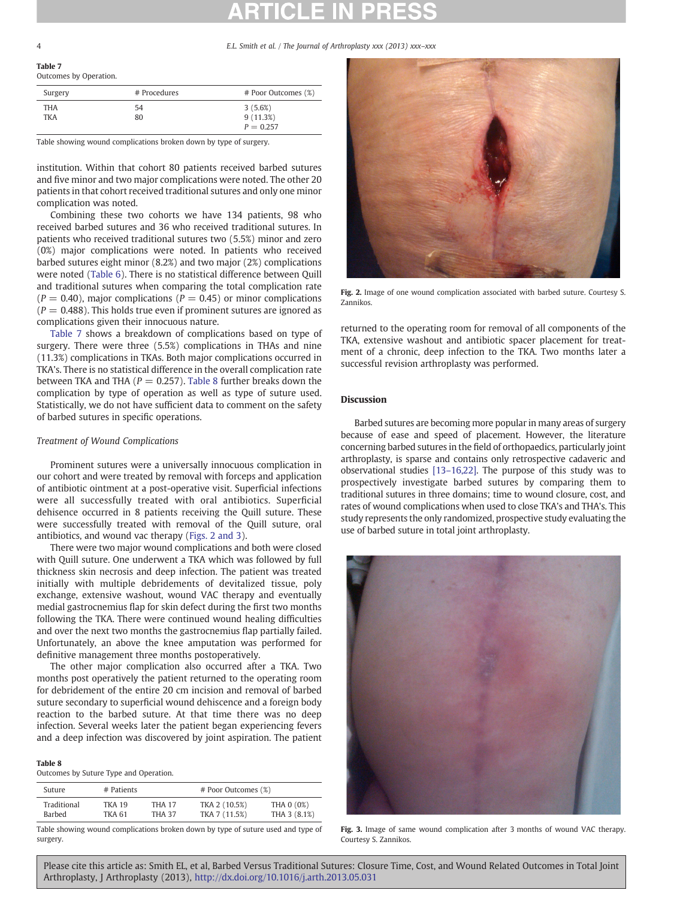**Table 7**
Outcomes by Operation.

| Surgery | # Procedures | # Poor Outcomes (%) |
|---|---|---|
| THA | 54 | 3 (5.6%) |
| TKA | 80 | 9 (11.3%) |
| | | $P = 0.257$ |

Table showing wound complications broken down by type of surgery.

institution. Within that cohort 80 patients received barbed sutures and five minor and two major complications were noted. The other 20 patients in that cohort received traditional sutures and only one minor complication was noted.

Combining these two cohorts we have 134 patients, 98 who received barbed sutures and 36 who received traditional sutures. In patients who received traditional sutures two (5.5%) minor and zero (0%) major complications were noted. In patients who received barbed sutures eight minor (8.2%) and two major (2%) complications were noted (Table 6). There is no statistical difference between Quill and traditional sutures when comparing the total complication rate ($P = 0.40$), major complications ($P = 0.45$) or minor complications ($P = 0.488$). This holds true even if prominent sutures are ignored as complications given their innocuous nature.

Table 7 shows a breakdown of complications based on type of surgery. There were three (5.5%) complications in THAs and nine (11.3%) complications in TKAs. Both major complications occurred in TKA's. There is no statistical difference in the overall complication rate between TKA and THA ($P = 0.257$). Table 8 further breaks down the complication by type of operation as well as type of suture used. Statistically, we do not have sufficient data to comment on the safety of barbed sutures in specific operations.

### *Treatment of Wound Complications*

Prominent sutures were a universally innocuous complication in our cohort and were treated by removal with forceps and application of antibiotic ointment at a post-operative visit. Superficial infections were all successfully treated with oral antibiotics. Superficial dehisence occurred in 8 patients receiving the Quill suture. These were successfully treated with removal of the Quill suture, oral antibiotics, and wound vac therapy (Figs. 2 and 3).

There were two major wound complications and both were closed with Quill suture. One underwent a TKA which was followed by full thickness skin necrosis and deep infection. The patient was treated initially with multiple debridements of devitalized tissue, poly exchange, extensive washout, wound VAC therapy and eventually medial gastrocnemius flap for skin defect during the first two months following the TKA. There were continued wound healing difficulties and over the next two months the gastrocnemius flap partially failed. Unfortunately, an above the knee amputation was performed for definitive management three months postoperatively.

The other major complication also occurred after a TKA. Two months post operatively the patient returned to the operating room for debridement of the entire 20 cm incision and removal of barbed suture secondary to superficial wound dehiscence and a foreign body reaction to the barbed suture. At that time there was no deep infection. Several weeks later the patient began experiencing fevers and a deep infection was discovered by joint aspiration. The patient returned to the operating room for removal of all components of the TKA, extensive washout and antibiotic spacer placement for treatment of a chronic, deep infection to the TKA. Two months later a successful revision arthroplasty was performed.

**Table 8**
Outcomes by Suture Type and Operation.

| Suture | # Patients | | # Poor Outcomes (%) | |
|---|---|---|---|---|
| Traditional | TKA 19 | THA 17 | TKA 2 (10.5%) | THA 0 (0%) |
| Barbed | TKA 61 | THA 37 | TKA 7 (11.5%) | THA 3 (8.1%) |

Table showing wound complications broken down by type of suture used and type of surgery.

**Fig. 2.** Image of one wound complication associated with barbed suture. Courtesy S. Zannikos.

## Discussion

Barbed sutures are becoming more popular in many areas of surgery because of ease and speed of placement. However, the literature concerning barbed sutures in the field of orthopaedics, particularly joint arthroplasty, is sparse and contains only retrospective cadaveric and observational studies [13–16,22]. The purpose of this study was to prospectively investigate barbed sutures by comparing them to traditional sutures in three domains; time to wound closure, cost, and rates of wound complications when used to close TKA's and THA's. This study represents the only randomized, prospective study evaluating the use of barbed suture in total joint arthroplasty.

**Fig. 3.** Image of same wound complication after 3 months of wound VAC therapy. Courtesy S. Zannikos.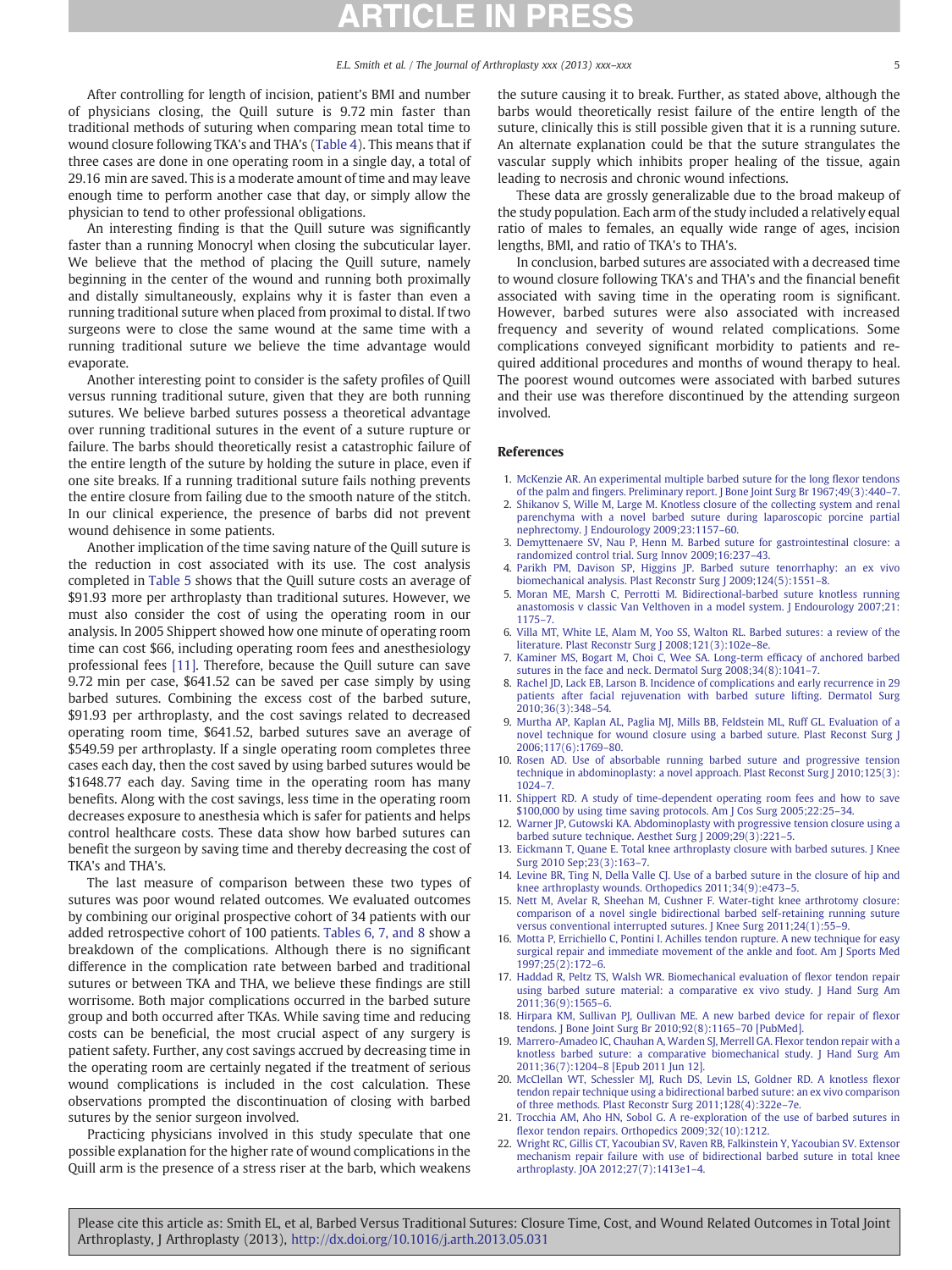After controlling for length of incision, patient's BMI and number of physicians closing, the Quill suture is 9.72 min faster than traditional methods of suturing when comparing mean total time to wound closure following TKA's and THA's (Table 4). This means that if three cases are done in one operating room in a single day, a total of 29.16 min are saved. This is a moderate amount of time and may leave enough time to perform another case that day, or simply allow the physician to tend to other professional obligations.

An interesting finding is that the Quill suture was significantly faster than a running Monocryl when closing the subcuticular layer. We believe that the method of placing the Quill suture, namely beginning in the center of the wound and running both proximally and distally simultaneously, explains why it is faster than even a running traditional suture when placed from proximal to distal. If two surgeons were to close the same wound at the same time with a running traditional suture we believe the time advantage would evaporate.

Another interesting point to consider is the safety profiles of Quill versus running traditional suture, given that they are both running sutures. We believe barbed sutures possess a theoretical advantage over running traditional sutures in the event of a suture rupture or failure. The barbs should theoretically resist a catastrophic failure of the entire length of the suture by holding the suture in place, even if one site breaks. If a running traditional suture fails nothing prevents the entire closure from failing due to the smooth nature of the stitch. In our clinical experience, the presence of barbs did not prevent wound dehisence in some patients.

Another implication of the time saving nature of the Quill suture is the reduction in cost associated with its use. The cost analysis completed in Table 5 shows that the Quill suture costs an average of $91.93 more per arthroplasty than traditional sutures. However, we must also consider the cost of using the operating room in our analysis. In 2005 Shippert showed how one minute of operating room time can cost $66, including operating room fees and anesthesiology professional fees [11]. Therefore, because the Quill suture can save 9.72 min per case, $641.52 can be saved per case simply by using barbed sutures. Combining the excess cost of the barbed suture, $91.93 per arthroplasty, and the cost savings related to decreased operating room time, $641.52, barbed sutures save an average of $549.59 per arthroplasty. If a single operating room completes three cases each day, then the cost saved by using barbed sutures would be $1648.77 each day. Saving time in the operating room has many benefits. Along with the cost savings, less time in the operating room decreases exposure to anesthesia which is safer for patients and helps control healthcare costs. These data show how barbed sutures can benefit the surgeon by saving time and thereby decreasing the cost of TKA's and THA's.

The last measure of comparison between these two types of sutures was poor wound related outcomes. We evaluated outcomes by combining our original prospective cohort of 34 patients with our added retrospective cohort of 100 patients. Tables 6, 7, and 8 show a breakdown of the complications. Although there is no significant difference in the complication rate between barbed and traditional sutures or between TKA and THA, we believe these findings are still worrisome. Both major complications occurred in the barbed suture group and both occurred after TKAs. While saving time and reducing costs can be beneficial, the most crucial aspect of any surgery is patient safety. Further, any cost savings accrued by decreasing time in the operating room are certainly negated if the treatment of serious wound complications is included in the cost calculation. These observations prompted the discontinuation of closing with barbed sutures by the senior surgeon involved.

Practicing physicians involved in this study speculate that one possible explanation for the higher rate of wound complications in the Quill arm is the presence of a stress riser at the barb, which weakens the suture causing it to break. Further, as stated above, although the barbs would theoretically resist failure of the entire length of the suture, clinically this is still possible given that it is a running suture. An alternate explanation could be that the suture strangulates the vascular supply which inhibits proper healing of the tissue, again leading to necrosis and chronic wound infections.

These data are grossly generalizable due to the broad makeup of the study population. Each arm of the study included a relatively equal ratio of males to females, an equally wide range of ages, incision lengths, BMI, and ratio of TKA's to THA's.

In conclusion, barbed sutures are associated with a decreased time to wound closure following TKA's and THA's and the financial benefit associated with saving time in the operating room is significant. However, barbed sutures were also associated with increased frequency and severity of wound related complications. Some complications conveyed significant morbidity to patients and required additional procedures and months of wound therapy to heal. The poorest wound outcomes were associated with barbed sutures and their use was therefore discontinued by the attending surgeon involved.

## References

1. McKenzie AR. An experimental multiple barbed suture for the long flexor tendons of the palm and fingers. Preliminary report. J Bone Joint Surg Br 1967;49(3):440–7.
2. Shikanov S, Wille M, Large M. Knotless closure of the collecting system and renal parenchyma with a novel barbed suture during laparoscopic porcine partial nephrectomy. J Endourology 2009;23:1157–60.
3. Demyttenaere SV, Nau P, Henn M. Barbed suture for gastrointestinal closure: a randomized control trial. Surg Innov 2009;16:237–43.
4. Parikh PM, Davison SP, Higgins JP. Barbed suture tenorrhaphy: an ex vivo biomechanical analysis. Plast Reconstr Surg J 2009;124(5):1551–8.
5. Moran ME, Marsh C, Perrotti M. Bidirectional-barbed suture knotless running anastomosis v classic Van Velthoven in a model system. J Endourology 2007;21:1175–7.
6. Villa MT, White LE, Alam M, Yoo SS, Walton RL. Barbed sutures: a review of the literature. Plast Reconstr Surg J 2008;121(3):102e–8e.
7. Kaminer MS, Bogart M, Choi C, Wee SA. Long-term efficacy of anchored barbed sutures in the face and neck. Dermatol Surg 2008;34(8):1041–7.
8. Rachel JD, Lack EB, Larson B. Incidence of complications and early recurrence in 29 patients after facial rejuvenation with barbed suture lifting. Dermatol Surg 2010;36(3):348–54.
9. Murtha AP, Kaplan AL, Paglia MJ, Mills BB, Feldstein ML, Ruff GL. Evaluation of a novel technique for wound closure using a barbed suture. Plast Reconst Surg J 2006;117(6):1769–80.
10. Rosen AD. Use of absorbable running barbed suture and progressive tension technique in abdominoplasty: a novel approach. Plast Reconst Surg J 2010;125(3):1024–7.
11. Shippert RD. A study of time-dependent operating room fees and how to save $100,000 by using time saving protocols. Am J Cos Surg 2005;22:25–34.
12. Warner JP, Gutowski KA. Abdominoplasty with progressive tension closure using a barbed suture technique. Aesthet Surg J 2009;29(3):221–5.
13. Eickmann T, Quane E. Total knee arthroplasty closure with barbed sutures. J Knee Surg 2010 Sep;23(3):163–7.
14. Levine BR, Ting N, Della Valle CJ. Use of a barbed suture in the closure of hip and knee arthroplasty wounds. Orthopedics 2011;34(9):e473–5.
15. Nett M, Avelar R, Sheehan M, Cushner F. Water-tight knee arthrotomy closure: comparison of a novel single bidirectional barbed self-retaining running suture versus conventional interrupted sutures. J Knee Surg 2011;24(1):55–9.
16. Motta P, Errichiello C, Pontini I. Achilles tendon rupture. A new technique for easy surgical repair and immediate movement of the ankle and foot. Am J Sports Med 1997;25(2):172–6.
17. Haddad R, Peltz TS, Walsh WR. Biomechanical evaluation of flexor tendon repair using barbed suture material: a comparative ex vivo study. J Hand Surg Am 2011;36(9):1565–6.
18. Hirpara KM, Sullivan PJ, Oullivan ME. A new barbed device for repair of flexor tendons. J Bone Joint Surg Br 2010;92(8):1165–70 [PubMed].
19. Marrero-Amadeo IC, Chauhan A, Warden SJ, Merrell GA. Flexor tendon repair with a knotless barbed suture: a comparative biomechanical study. J Hand Surg Am 2011;36(7):1204–8 [Epub 2011 Jun 12].
20. McClellan WT, Schessler MJ, Ruch DS, Levin LS, Goldner RD. A knotless flexor tendon repair technique using a bidirectional barbed suture: an ex vivo comparison of three methods. Plast Reconstr Surg 2011;128(4):322e–7e.
21. Trocchia AM, Aho HN, Sobol G. A re-exploration of the use of barbed sutures in flexor tendon repairs. Orthopedics 2009;32(10):1212.
22. Wright RC, Gillis CT, Yacoubian SV, Raven RB, Falkinstein Y, Yacoubian SV. Extensor mechanism repair failure with use of bidirectional barbed suture in total knee arthroplasty. JOA 2012;27(7):1413e1–4.